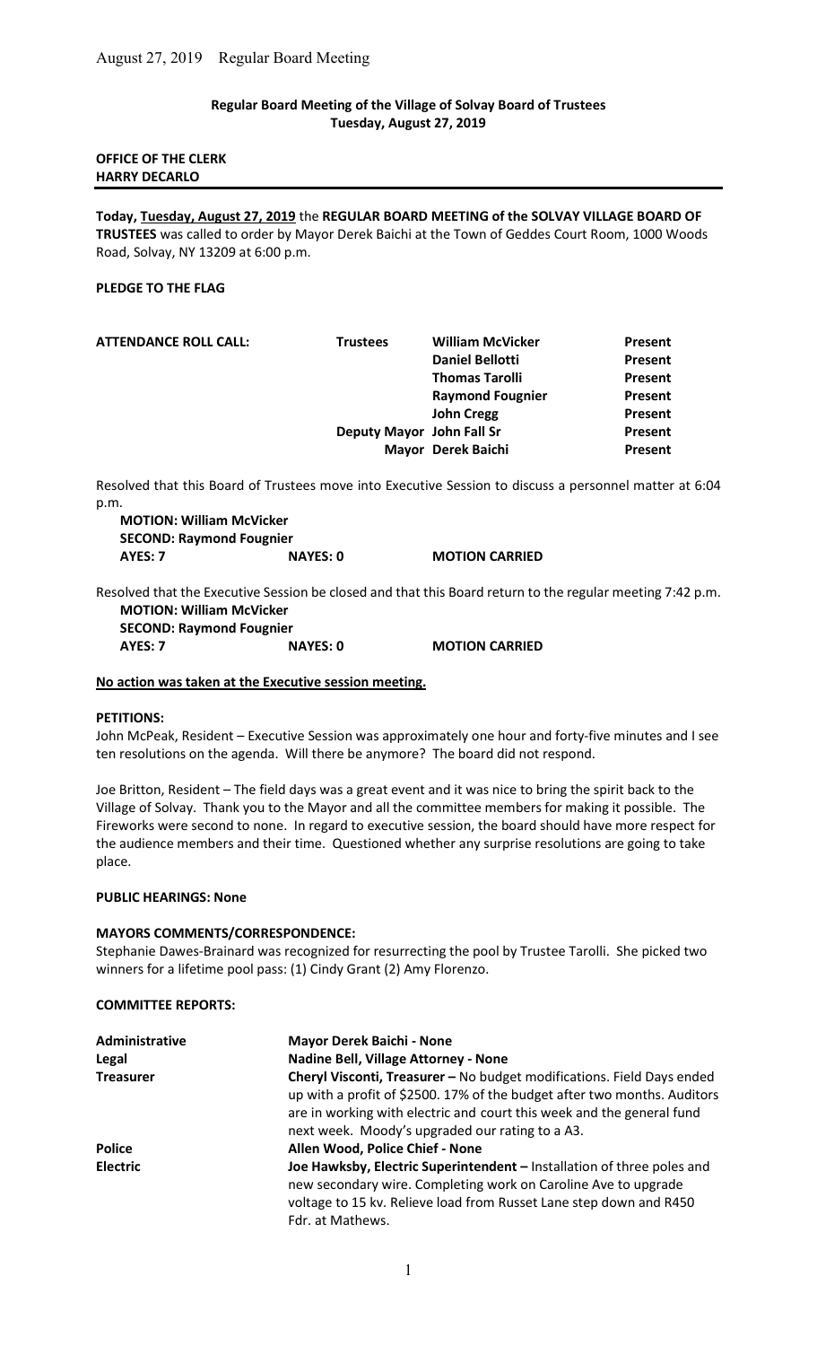August 27, 2019 Regular Board Meeting

**Regular Board Meeting of the Village of Solvay Board of Trustees**
**Tuesday, August 27, 2019**

**OFFICE OF THE CLERK**
**HARRY DECARLO**

---

**Today, Tuesday, August 27, 2019** the **REGULAR BOARD MEETING of the SOLVAY VILLAGE BOARD OF TRUSTEES** was called to order by Mayor Derek Baichi at the Town of Geddes Court Room, 1000 Woods Road, Solvay, NY 13209 at 6:00 p.m.

**PLEDGE TO THE FLAG**

| **ATTENDANCE ROLL CALL:** | **Trustees** | **William McVicker** | **Present** |
|---|---|---|---|
| | | **Daniel Bellotti** | **Present** |
| | | **Thomas Tarolli** | **Present** |
| | | **Raymond Fougnier** | **Present** |
| | | **John Cregg** | **Present** |
| | **Deputy Mayor** | **John Fall Sr** | **Present** |
| | **Mayor** | **Derek Baichi** | **Present** |

Resolved that this Board of Trustees move into Executive Session to discuss a personnel matter at 6:04 p.m.

**MOTION: William McVicker**
**SECOND: Raymond Fougnier**
**AYES: 7** **NAYES: 0** **MOTION CARRIED**

Resolved that the Executive Session be closed and that this Board return to the regular meeting 7:42 p.m.

**MOTION: William McVicker**
**SECOND: Raymond Fougnier**
**AYES: 7** **NAYES: 0** **MOTION CARRIED**

**No action was taken at the Executive session meeting.**

**PETITIONS:**

John McPeak, Resident – Executive Session was approximately one hour and forty-five minutes and I see ten resolutions on the agenda. Will there be anymore? The board did not respond.

Joe Britton, Resident – The field days was a great event and it was nice to bring the spirit back to the Village of Solvay. Thank you to the Mayor and all the committee members for making it possible. The Fireworks were second to none. In regard to executive session, the board should have more respect for the audience members and their time. Questioned whether any surprise resolutions are going to take place.

**PUBLIC HEARINGS: None**

**MAYORS COMMENTS/CORRESPONDENCE:**

Stephanie Dawes-Brainard was recognized for resurrecting the pool by Trustee Tarolli. She picked two winners for a lifetime pool pass: (1) Cindy Grant (2) Amy Florenzo.

**COMMITTEE REPORTS:**

| | |
|---|---|
| **Administrative** | **Mayor Derek Baichi - None** |
| **Legal** | **Nadine Bell, Village Attorney - None** |
| **Treasurer** | **Cheryl Visconti, Treasurer –** No budget modifications. Field Days ended up with a profit of $2500. 17% of the budget after two months. Auditors are in working with electric and court this week and the general fund next week. Moody's upgraded our rating to a A3. |
| **Police** | **Allen Wood, Police Chief - None** |
| **Electric** | **Joe Hawksby, Electric Superintendent –** Installation of three poles and new secondary wire. Completing work on Caroline Ave to upgrade voltage to 15 kv. Relieve load from Russet Lane step down and R450 Fdr. at Mathews. |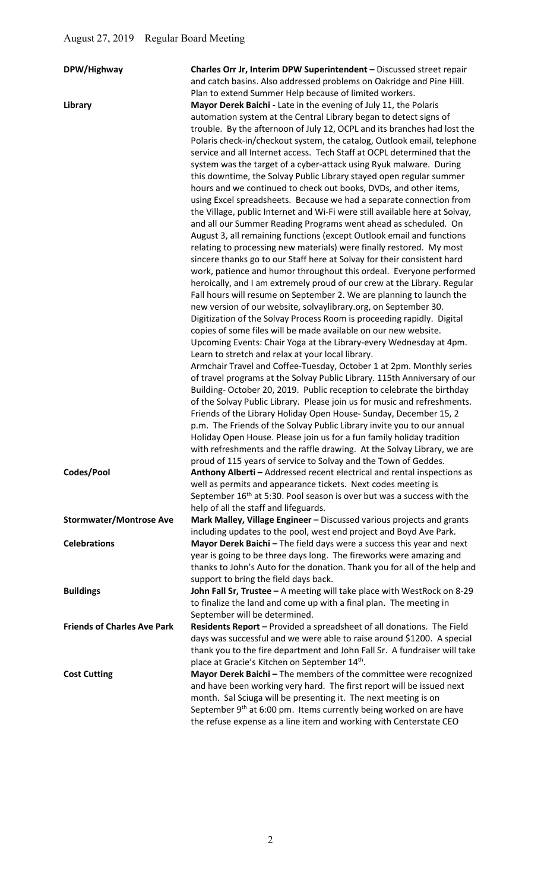August 27, 2019 Regular Board Meeting

| | |
|---|---|
| **DPW/Highway** | **Charles Orr Jr, Interim DPW Superintendent –** Discussed street repair and catch basins. Also addressed problems on Oakridge and Pine Hill. Plan to extend Summer Help because of limited workers. |
| **Library** | **Mayor Derek Baichi -** Late in the evening of July 11, the Polaris automation system at the Central Library began to detect signs of trouble. By the afternoon of July 12, OCPL and its branches had lost the Polaris check-in/checkout system, the catalog, Outlook email, telephone service and all Internet access. Tech Staff at OCPL determined that the system was the target of a cyber-attack using Ryuk malware. During this downtime, the Solvay Public Library stayed open regular summer hours and we continued to check out books, DVDs, and other items, using Excel spreadsheets. Because we had a separate connection from the Village, public Internet and Wi-Fi were still available here at Solvay, and all our Summer Reading Programs went ahead as scheduled. On August 3, all remaining functions (except Outlook email and functions relating to processing new materials) were finally restored. My most sincere thanks go to our Staff here at Solvay for their consistent hard work, patience and humor throughout this ordeal. Everyone performed heroically, and I am extremely proud of our crew at the Library. Regular Fall hours will resume on September 2. We are planning to launch the new version of our website, solvaylibrary.org, on September 30. Digitization of the Solvay Process Room is proceeding rapidly. Digital copies of some files will be made available on our new website. Upcoming Events: Chair Yoga at the Library-every Wednesday at 4pm. Learn to stretch and relax at your local library. Armchair Travel and Coffee-Tuesday, October 1 at 2pm. Monthly series of travel programs at the Solvay Public Library. 115th Anniversary of our Building- October 20, 2019. Public reception to celebrate the birthday of the Solvay Public Library. Please join us for music and refreshments. Friends of the Library Holiday Open House- Sunday, December 15, 2 p.m. The Friends of the Solvay Public Library invite you to our annual Holiday Open House. Please join us for a fun family holiday tradition with refreshments and the raffle drawing. At the Solvay Library, we are proud of 115 years of service to Solvay and the Town of Geddes. |
| **Codes/Pool** | **Anthony Alberti –** Addressed recent electrical and rental inspections as well as permits and appearance tickets. Next codes meeting is September 16th at 5:30. Pool season is over but was a success with the help of all the staff and lifeguards. |
| **Stormwater/Montrose Ave** | **Mark Malley, Village Engineer –** Discussed various projects and grants including updates to the pool, west end project and Boyd Ave Park. |
| **Celebrations** | **Mayor Derek Baichi –** The field days were a success this year and next year is going to be three days long. The fireworks were amazing and thanks to John's Auto for the donation. Thank you for all of the help and support to bring the field days back. |
| **Buildings** | **John Fall Sr, Trustee –** A meeting will take place with WestRock on 8-29 to finalize the land and come up with a final plan. The meeting in September will be determined. |
| **Friends of Charles Ave Park** | **Residents Report –** Provided a spreadsheet of all donations. The Field days was successful and we were able to raise around $1200. A special thank you to the fire department and John Fall Sr. A fundraiser will take place at Gracie's Kitchen on September 14th. |
| **Cost Cutting** | **Mayor Derek Baichi –** The members of the committee were recognized and have been working very hard. The first report will be issued next month. Sal Sciuga will be presenting it. The next meeting is on September 9th at 6:00 pm. Items currently being worked on are have the refuse expense as a line item and working with Centerstate CEO |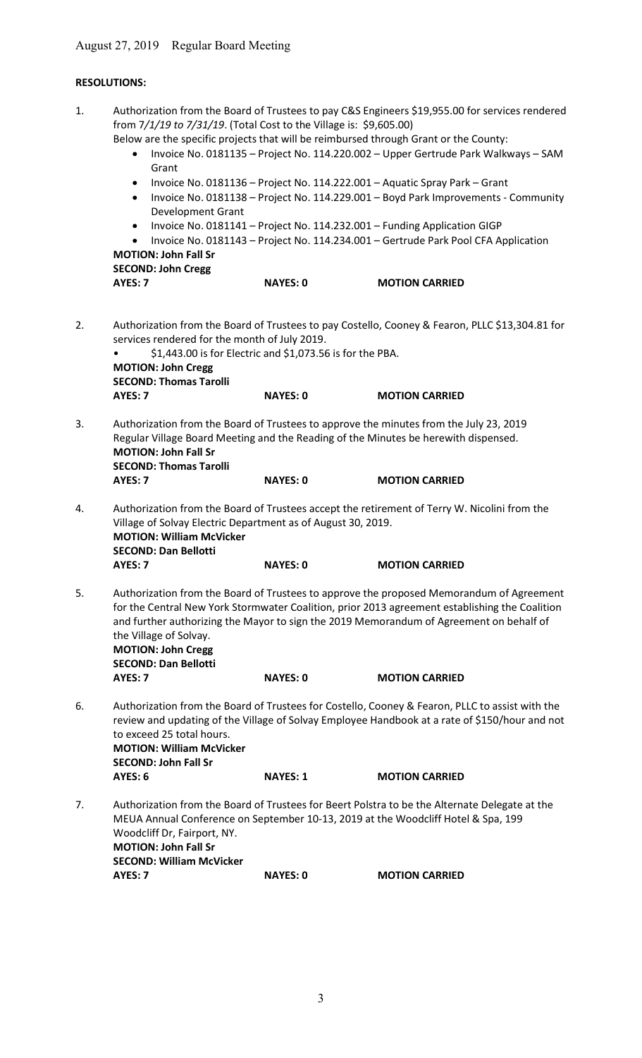August 27, 2019 Regular Board Meeting

**RESOLUTIONS:**

1. Authorization from the Board of Trustees to pay C&S Engineers $19,955.00 for services rendered from *7/1/19 to 7/31/19*. (Total Cost to the Village is: $9,605.00)
   Below are the specific projects that will be reimbursed through Grant or the County:
   - Invoice No. 0181135 – Project No. 114.220.002 – Upper Gertrude Park Walkways – SAM Grant
   - Invoice No. 0181136 – Project No. 114.222.001 – Aquatic Spray Park – Grant
   - Invoice No. 0181138 – Project No. 114.229.001 – Boyd Park Improvements - Community Development Grant
   - Invoice No. 0181141 – Project No. 114.232.001 – Funding Application GIGP
   - Invoice No. 0181143 – Project No. 114.234.001 – Gertrude Park Pool CFA Application

   **MOTION: John Fall Sr**
   **SECOND: John Cregg**
   **AYES: 7** **NAYES: 0** **MOTION CARRIED**

2. Authorization from the Board of Trustees to pay Costello, Cooney & Fearon, PLLC $13,304.81 for services rendered for the month of July 2019.
   - $1,443.00 is for Electric and $1,073.56 is for the PBA.

   **MOTION: John Cregg**
   **SECOND: Thomas Tarolli**
   **AYES: 7** **NAYES: 0** **MOTION CARRIED**

3. Authorization from the Board of Trustees to approve the minutes from the July 23, 2019 Regular Village Board Meeting and the Reading of the Minutes be herewith dispensed.
   **MOTION: John Fall Sr**
   **SECOND: Thomas Tarolli**
   **AYES: 7** **NAYES: 0** **MOTION CARRIED**

4. Authorization from the Board of Trustees accept the retirement of Terry W. Nicolini from the Village of Solvay Electric Department as of August 30, 2019.
   **MOTION: William McVicker**
   **SECOND: Dan Bellotti**
   **AYES: 7** **NAYES: 0** **MOTION CARRIED**

5. Authorization from the Board of Trustees to approve the proposed Memorandum of Agreement for the Central New York Stormwater Coalition, prior 2013 agreement establishing the Coalition and further authorizing the Mayor to sign the 2019 Memorandum of Agreement on behalf of the Village of Solvay.
   **MOTION: John Cregg**
   **SECOND: Dan Bellotti**
   **AYES: 7** **NAYES: 0** **MOTION CARRIED**

6. Authorization from the Board of Trustees for Costello, Cooney & Fearon, PLLC to assist with the review and updating of the Village of Solvay Employee Handbook at a rate of $150/hour and not to exceed 25 total hours.
   **MOTION: William McVicker**
   **SECOND: John Fall Sr**
   **AYES: 6** **NAYES: 1** **MOTION CARRIED**

7. Authorization from the Board of Trustees for Beert Polstra to be the Alternate Delegate at the MEUA Annual Conference on September 10-13, 2019 at the Woodcliff Hotel & Spa, 199 Woodcliff Dr, Fairport, NY.
   **MOTION: John Fall Sr**
   **SECOND: William McVicker**
   **AYES: 7** **NAYES: 0** **MOTION CARRIED**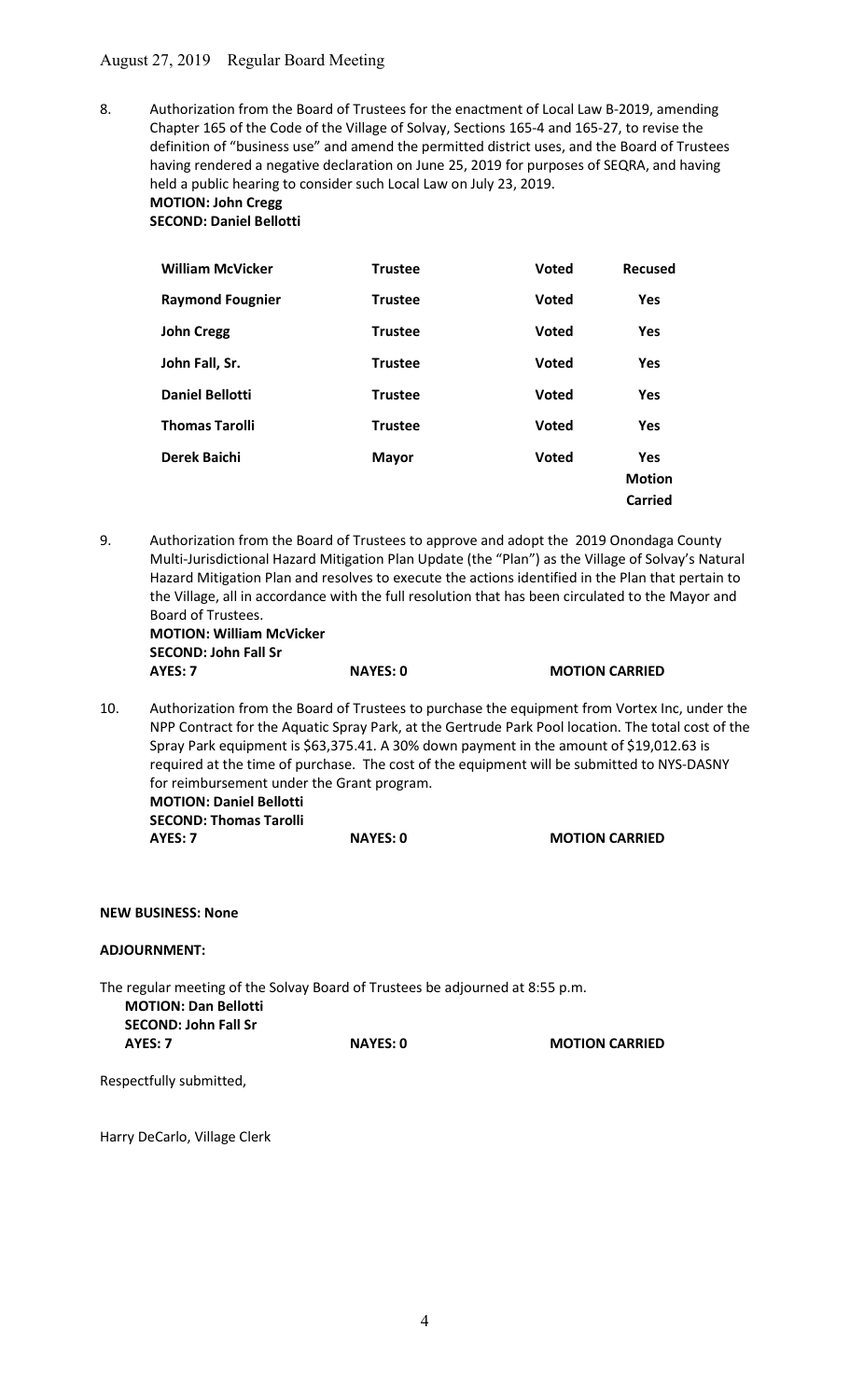August 27, 2019 Regular Board Meeting

8. Authorization from the Board of Trustees for the enactment of Local Law B-2019, amending Chapter 165 of the Code of the Village of Solvay, Sections 165-4 and 165-27, to revise the definition of "business use" and amend the permitted district uses, and the Board of Trustees having rendered a negative declaration on June 25, 2019 for purposes of SEQRA, and having held a public hearing to consider such Local Law on July 23, 2019.
   **MOTION: John Cregg**
   **SECOND: Daniel Bellotti**

| | | | |
|---|---|---|---|
| **William McVicker** | **Trustee** | **Voted** | **Recused** |
| **Raymond Fougnier** | **Trustee** | **Voted** | **Yes** |
| **John Cregg** | **Trustee** | **Voted** | **Yes** |
| **John Fall, Sr.** | **Trustee** | **Voted** | **Yes** |
| **Daniel Bellotti** | **Trustee** | **Voted** | **Yes** |
| **Thomas Tarolli** | **Trustee** | **Voted** | **Yes** |
| **Derek Baichi** | **Mayor** | **Voted** | **Yes** |
| | | | **Motion Carried** |

9. Authorization from the Board of Trustees to approve and adopt the 2019 Onondaga County Multi-Jurisdictional Hazard Mitigation Plan Update (the "Plan") as the Village of Solvay's Natural Hazard Mitigation Plan and resolves to execute the actions identified in the Plan that pertain to the Village, all in accordance with the full resolution that has been circulated to the Mayor and Board of Trustees.
   **MOTION: William McVicker**
   **SECOND: John Fall Sr**
   **AYES: 7** **NAYES: 0** **MOTION CARRIED**

10. Authorization from the Board of Trustees to purchase the equipment from Vortex Inc, under the NPP Contract for the Aquatic Spray Park, at the Gertrude Park Pool location. The total cost of the Spray Park equipment is $63,375.41. A 30% down payment in the amount of $19,012.63 is required at the time of purchase. The cost of the equipment will be submitted to NYS-DASNY for reimbursement under the Grant program.
    **MOTION: Daniel Bellotti**
    **SECOND: Thomas Tarolli**
    **AYES: 7** **NAYES: 0** **MOTION CARRIED**

**NEW BUSINESS: None**

**ADJOURNMENT:**

The regular meeting of the Solvay Board of Trustees be adjourned at 8:55 p.m.
**MOTION: Dan Bellotti**
**SECOND: John Fall Sr**
**AYES: 7** **NAYES: 0** **MOTION CARRIED**

Respectfully submitted,

Harry DeCarlo, Village Clerk